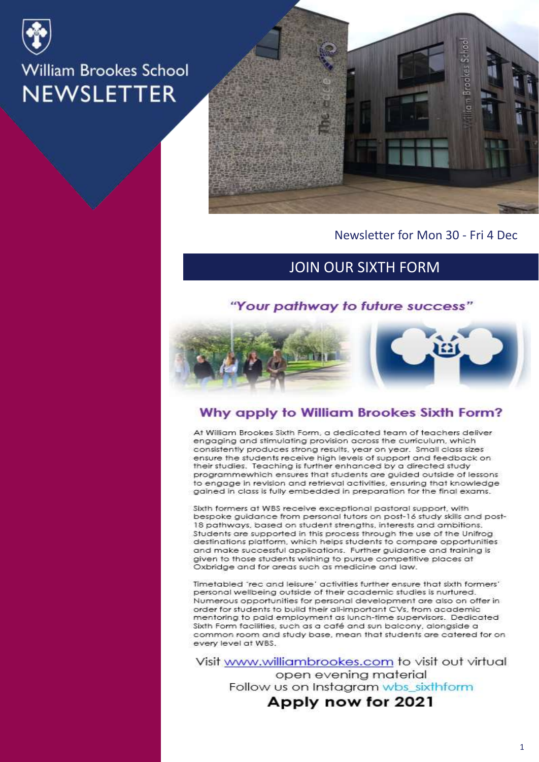# William Brookes School NEWSLETTER

Newsletter for Mon 30 - Fri 4 Dec

## JOIN OUR SIXTH FORM

*"Your pathway to future success"*

### Why apply to William Brookes Sixth Form?

At William Brookes Sixth Form, a dedicated team of teachers deliver engaging and stimulating provision across the curriculum, which consistently produces strong results, year on year. Small class sizes ensure the students receive high levels of support and feedback on their studies. Teaching is further enhanced by a directed study programmewhich ensures that students are guided outside of lessons to engage in revision and retrieval activities, ensuring that knowledge gained in class is fully embedded in preparation for the final exams.

Sixth formers at WBS receive exceptional pastoral support, with bespoke guidance from personal tutors on post-16 study skills and post-18 pathways, based on student strengths, interests and ambitions. Students are supported in this process through the use of the Unifrog destinations platform, which helps students to compare opportunities and make successful applications. Further guidance and training is given to those students wishing to pursue competitive places at Oxbridge and for areas such as medicine and law.

Timetabled 'rec and leisure' activities further ensure that sixth formers' personal wellbeing outside of their academic studies is nurtured. Numerous opportunities for personal development are also on offer in order for students to build their all-important CVs, from academic mentoring to paid employment as lunch-time supervisors. Dedicated Sixth Form facilities, such as a café and sun balcony, alongside a common room and study base, mean that students are catered for on every level at WBS.

Visit www.williambrookes.com to visit out virtual open evening material

Follow us on Instagram wbs_sixthform

**Apply now for 2021**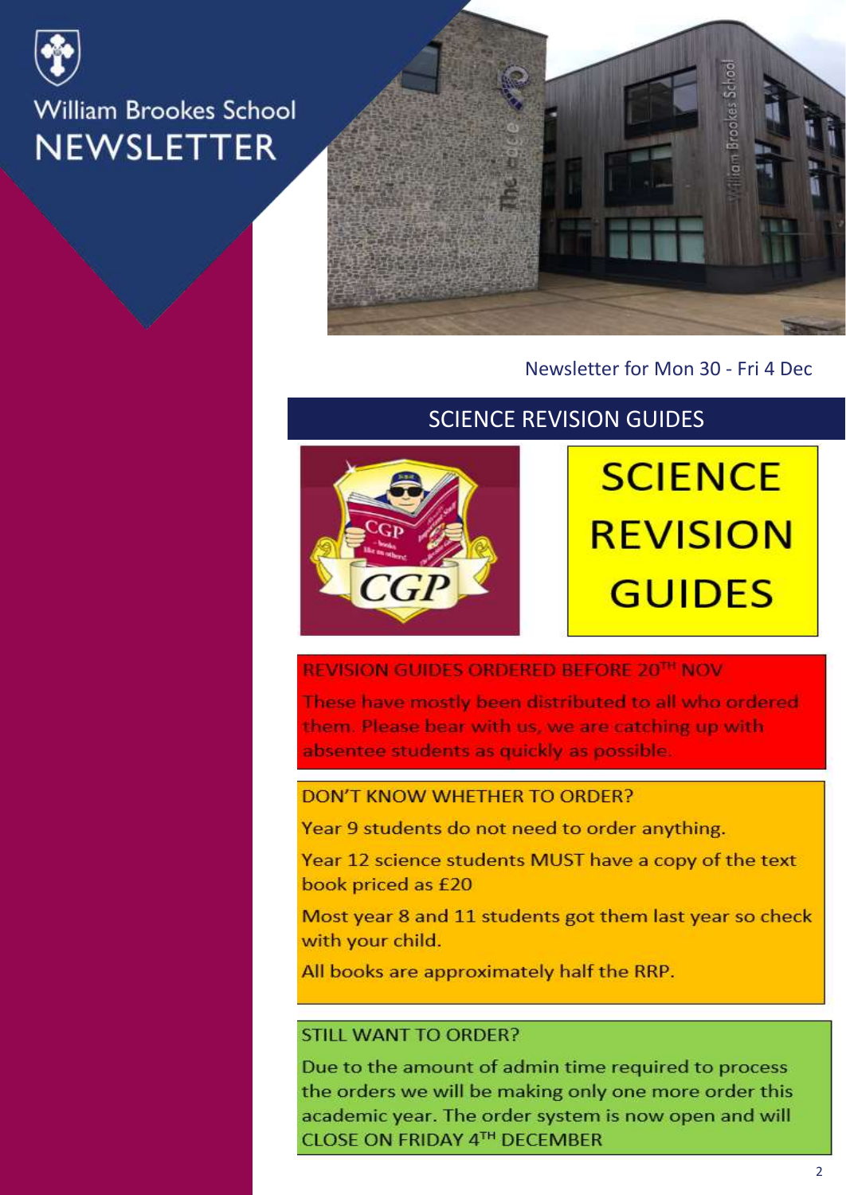# William Brookes School NEWSLETTER

Newsletter for Mon 30 - Fri 4 Dec

## SCIENCE REVISION GUIDES

SCIENCE REVISION GUIDES

### REVISION GUIDES ORDERED BEFORE 20TH NOV

These have mostly been distributed to all who ordered them. Please bear with us, we are catching up with absentee students as quickly as possible.

### DON'T KNOW WHETHER TO ORDER?

Year 9 students do not need to order anything.

Year 12 science students MUST have a copy of the text book priced as £20

Most year 8 and 11 students got them last year so check with your child.

All books are approximately half the RRP.

### STILL WANT TO ORDER?

Due to the amount of admin time required to process the orders we will be making only one more order this academic year. The order system is now open and will CLOSE ON FRIDAY 4TH DECEMBER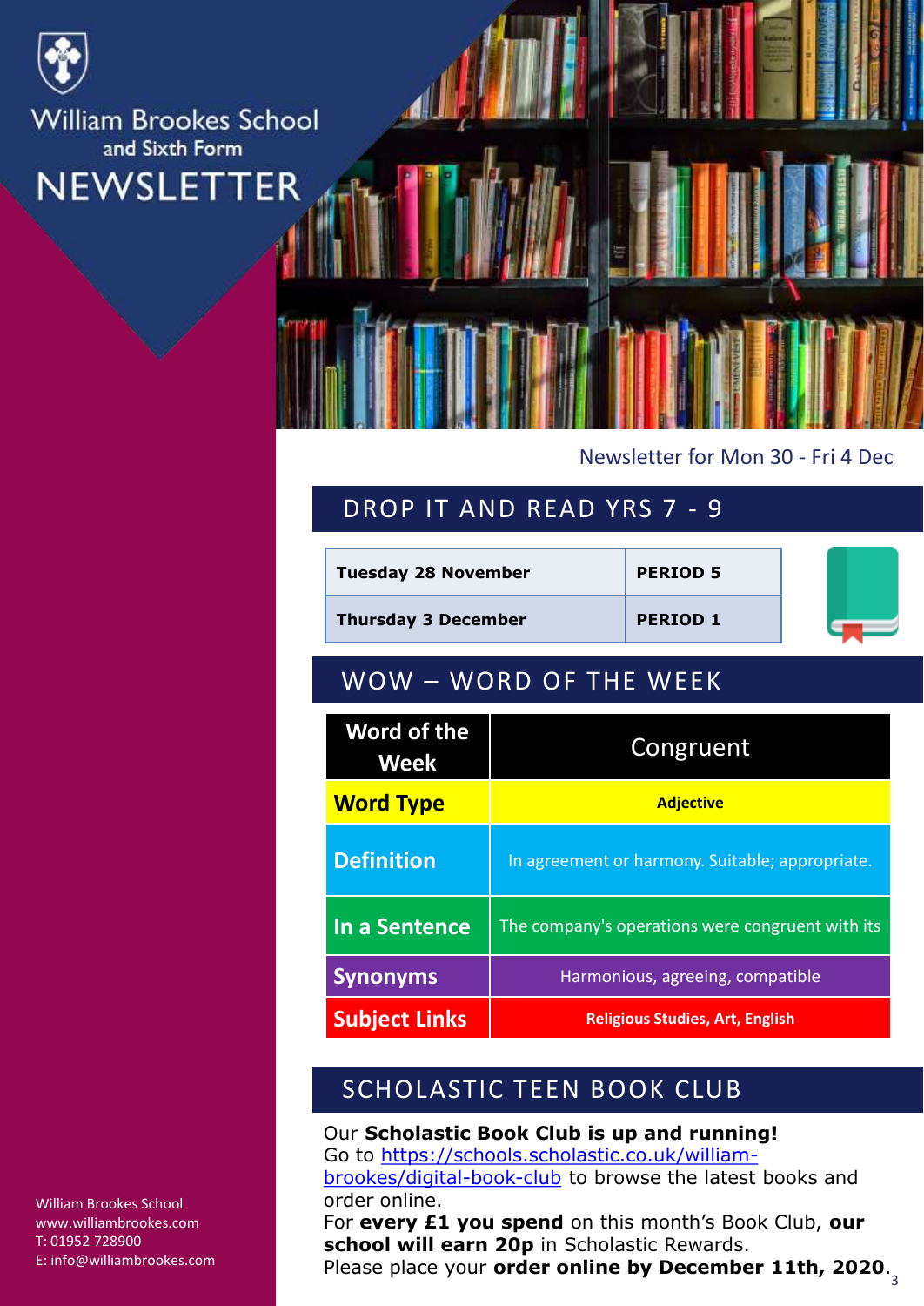William Brookes School and Sixth Form

# NEWSLETTER

Newsletter for Mon 30 - Fri 4 Dec

## DROP IT AND READ YRS 7 - 9

| | |
|---|---|
| **Tuesday 28 November** | **PERIOD 5** |
| **Thursday 3 December** | **PERIOD 1** |

## WOW – WORD OF THE WEEK

| Word of the Week | Congruent |
|---|---|
| **Word Type** | **Adjective** |
| **Definition** | In agreement or harmony. Suitable; appropriate. |
| **In a Sentence** | The company's operations were congruent with its |
| **Synonyms** | Harmonious, agreeing, compatible |
| **Subject Links** | **Religious Studies, Art, English** |

## SCHOLASTIC TEEN BOOK CLUB

Our **Scholastic Book Club is up and running!**
Go to https://schools.scholastic.co.uk/william-brookes/digital-book-club to browse the latest books and order online.
For **every £1 you spend** on this month's Book Club, **our school will earn 20p** in Scholastic Rewards.
Please place your **order online by December 11th, 2020**.

William Brookes School
www.williambrookes.com
T: 01952 728900
E: info@williambrookes.com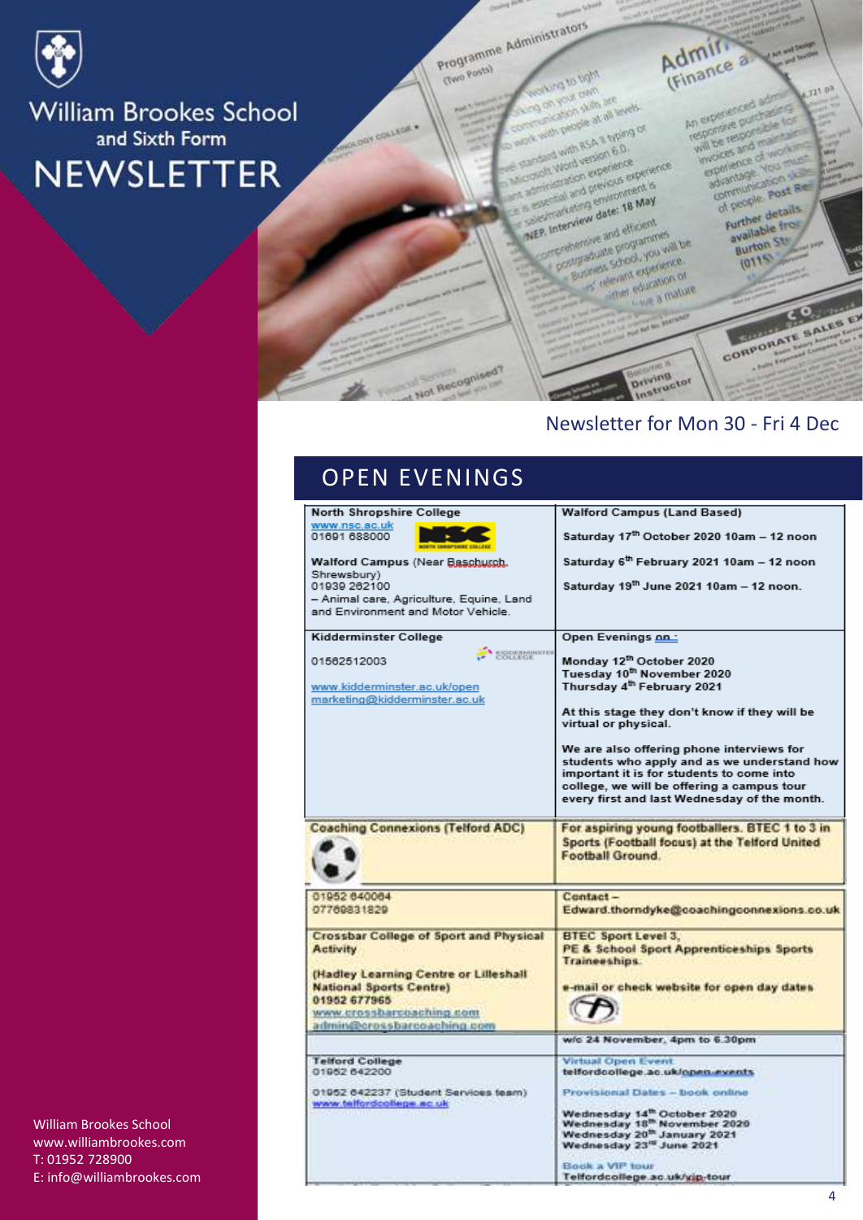# William Brookes School and Sixth Form NEWSLETTER

Newsletter for Mon 30 - Fri 4 Dec

## OPEN EVENINGS

| | |
|---|---|
| **North Shropshire College**<br>www.nsc.ac.uk<br>01691 688000<br><br>**Walford Campus** (Near Baschurch, Shrewsbury)<br>01939 262100<br>– Animal care, Agriculture, Equine, Land and Environment and Motor Vehicle. | **Walford Campus (Land Based)**<br><br>**Saturday 17th October 2020 10am – 12 noon**<br><br>**Saturday 6th February 2021 10am – 12 noon**<br><br>**Saturday 19th June 2021 10am – 12 noon.** |
| **Kidderminster College**<br><br>01562512003<br><br>www.kidderminster.ac.uk/open<br>marketing@kidderminster.ac.uk | **Open Evenings on :**<br><br>**Monday 12th October 2020**<br>**Tuesday 10th November 2020**<br>**Thursday 4th February 2021**<br><br>**At this stage they don't know if they will be virtual or physical.**<br><br>**We are also offering phone interviews for students who apply and as we understand how important it is for students to come into college, we will be offering a campus tour every first and last Wednesday of the month.** |
| **Coaching Connexions (Telford ADC)** | **For aspiring young footballers. BTEC 1 to 3 in Sports (Football focus) at the Telford United Football Ground.** |
| 01952 640064<br>07769831829 | **Contact –**<br>**Edward.thorndyke@coachingconnexions.co.uk** |
| **Crossbar College of Sport and Physical Activity**<br><br>**(Hadley Learning Centre or Lilleshall National Sports Centre)**<br>**01952 677965**<br>www.crossbarcoaching.com<br>admin@crossbarcoaching.com | **BTEC Sport Level 3,**<br>**PE & School Sport Apprenticeships Sports Traineeships.**<br><br>**e-mail or check website for open day dates** |
| | **w/c 24 November, 4pm to 6.30pm** |
| **Telford College**<br>01952 642200<br><br>01952 642237 (Student Services team)<br>www.telfordcollege.ac.uk | Virtual Open Event<br>telfordcollege.ac.uk/open-events<br><br>Provisional Dates – book online<br><br>**Wednesday 14th October 2020**<br>**Wednesday 18th November 2020**<br>**Wednesday 20th January 2021**<br>**Wednesday 23rd June 2021**<br><br>Book a VIP tour<br>Telfordcollege.ac.uk/vip-tour |

William Brookes School
www.williambrookes.com
T: 01952 728900
E: info@williambrookes.com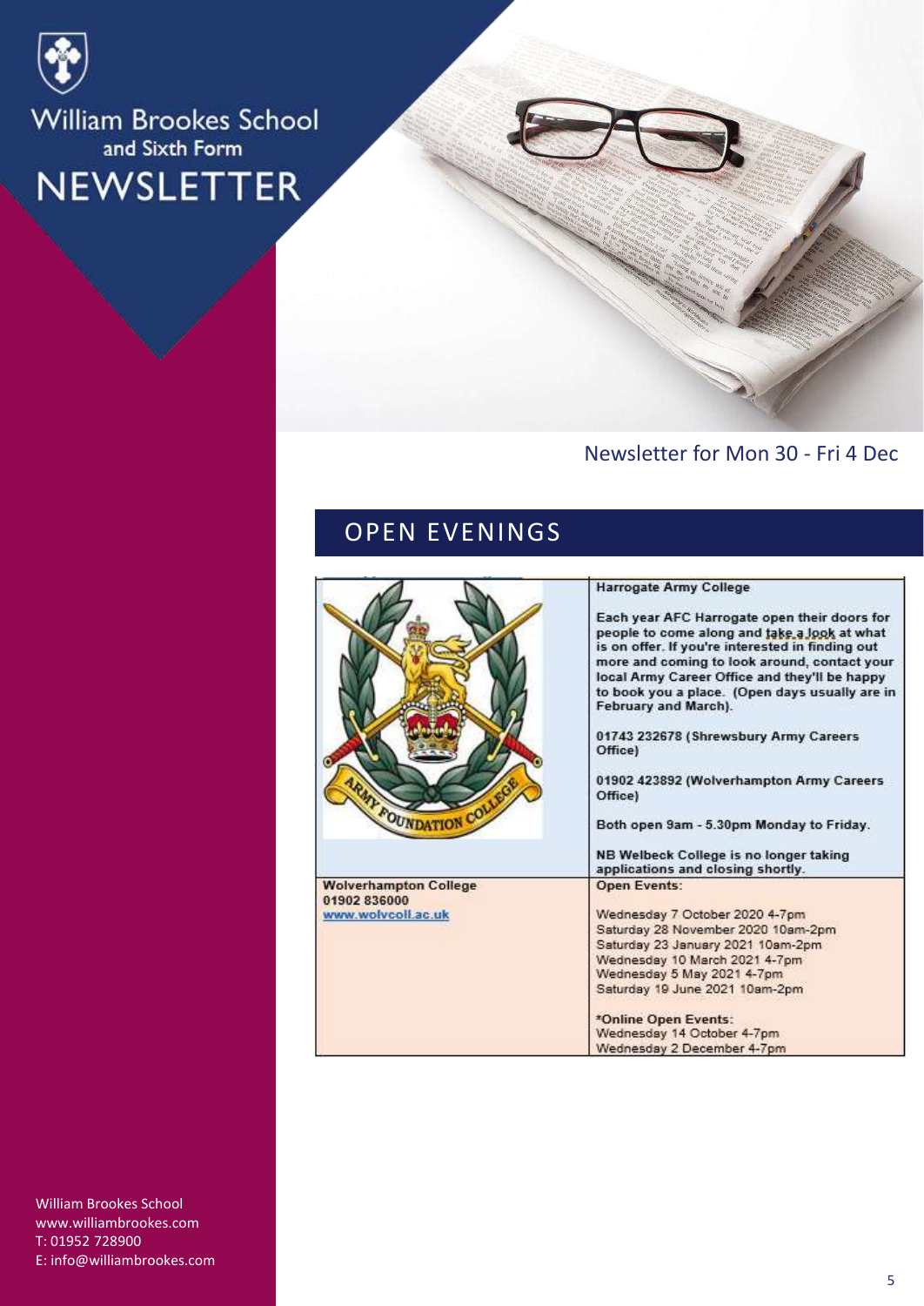# William Brookes School and Sixth Form NEWSLETTER

Newsletter for Mon 30 - Fri 4 Dec

## OPEN EVENINGS

| | |
|---|---|
| | **Harrogate Army College**<br><br>Each year AFC Harrogate open their doors for people to come along and take a look at what is on offer. If you're interested in finding out more and coming to look around, contact your local Army Career Office and they'll be happy to book you a place. (Open days usually are in February and March).<br><br>01743 232678 (Shrewsbury Army Careers Office)<br><br>01902 423892 (Wolverhampton Army Careers Office)<br><br>Both open 9am - 5.30pm Monday to Friday.<br><br>NB Welbeck College is no longer taking applications and closing shortly. |
| **Wolverhampton College**<br>01902 836000<br>www.wolvcoll.ac.uk | Open Events:<br><br>Wednesday 7 October 2020 4-7pm<br>Saturday 28 November 2020 10am-2pm<br>Saturday 23 January 2021 10am-2pm<br>Wednesday 10 March 2021 4-7pm<br>Wednesday 5 May 2021 4-7pm<br>Saturday 19 June 2021 10am-2pm<br><br>*Online Open Events:<br>Wednesday 14 October 4-7pm<br>Wednesday 2 December 4-7pm |

William Brookes School
www.williambrookes.com
T: 01952 728900
E: info@williambrookes.com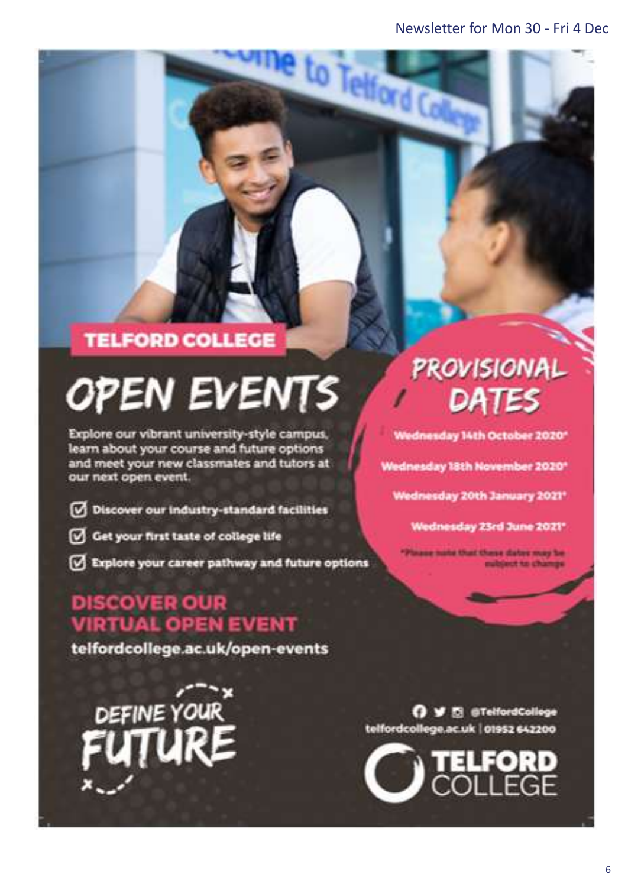# TELFORD COLLEGE

# OPEN EVENTS

Explore our vibrant university-style campus, learn about your course and future options and meet your new classmates and tutors at our next open event.

- ☑ Discover our industry-standard facilities
- ☑ Get your first taste of college life
- ☑ Explore your career pathway and future options

## DISCOVER OUR VIRTUAL OPEN EVENT

telfordcollege.ac.uk/open-events

## PROVISIONAL DATES

Wednesday 14th October 2020*

Wednesday 18th November 2020*

Wednesday 20th January 2021*

Wednesday 23rd June 2021*

*Please note that these dates may be subject to change

DEFINE YOUR FUTURE

@TelfordCollege

telfordcollege.ac.uk | 01952 642200

TELFORD COLLEGE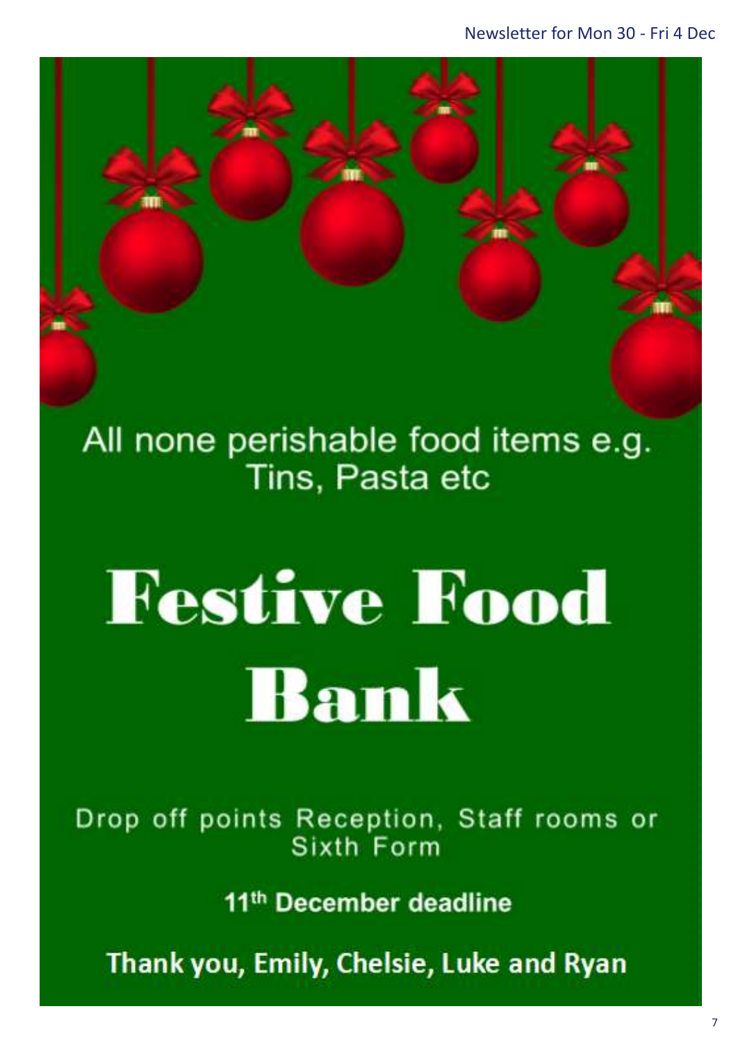All none perishable food items e.g. Tins, Pasta etc

# Festive Food Bank

Drop off points Reception, Staff rooms or Sixth Form

**11th December deadline**

**Thank you, Emily, Chelsie, Luke and Ryan**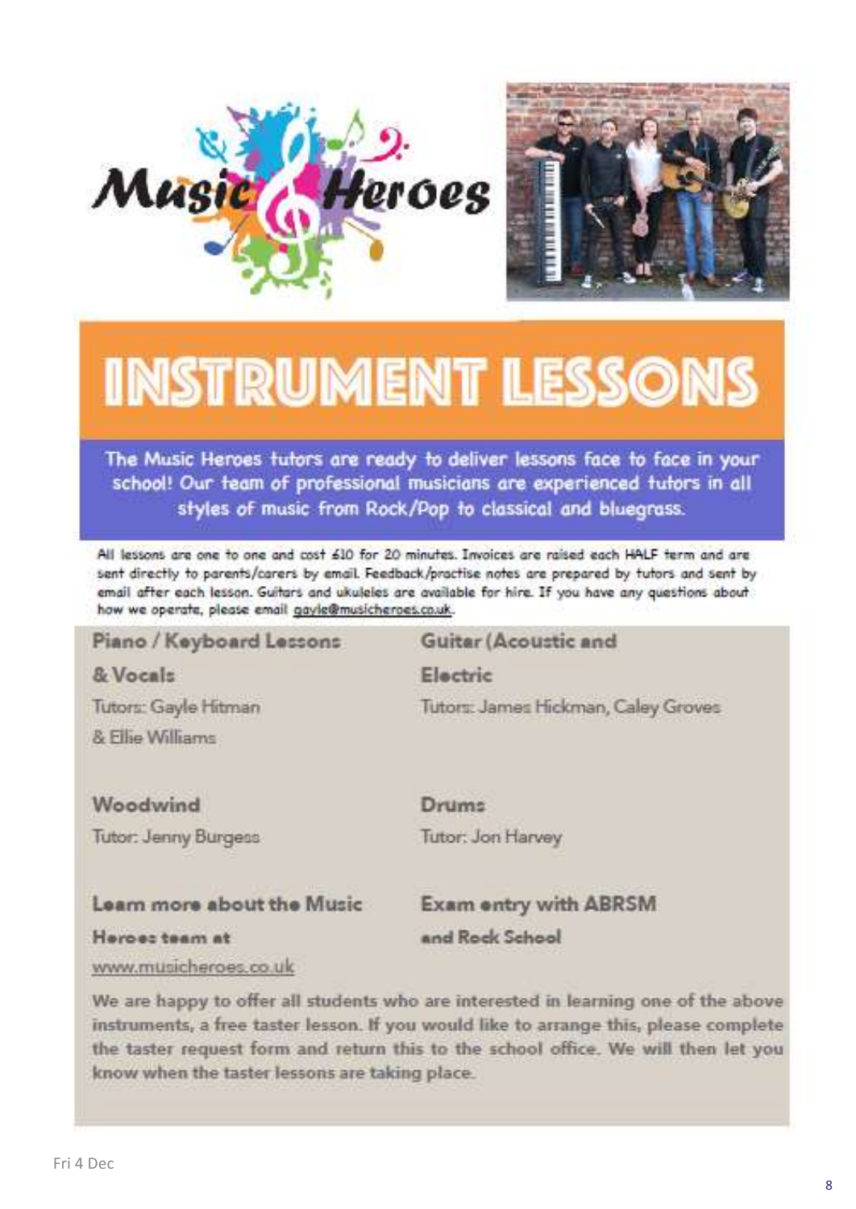# INSTRUMENT LESSONS

**The Music Heroes tutors are ready to deliver lessons face to face in your school! Our team of professional musicians are experienced tutors in all styles of music from Rock/Pop to classical and bluegrass.**

All lessons are one to one and cost £10 for 20 minutes. Invoices are raised each HALF term and are sent directly to parents/carers by email. Feedback/practise notes are prepared by tutors and sent by email after each lesson. Guitars and ukuleles are available for hire. If you have any questions about how we operate, please email gayle@musicheroes.co.uk.

**Piano / Keyboard Lessons & Vocals**
Tutors: Gayle Hitman & Ellie Williams

**Guitar (Acoustic and Electric**
Tutors: James Hickman, Caley Groves

**Woodwind**
Tutor: Jenny Burgess

**Drums**
Tutor: Jon Harvey

**Learn more about the Music Heroes team at**
www.musicheroes.co.uk

**Exam entry with ABRSM and Rock School**

We are happy to offer all students who are interested in learning one of the above instruments, a free taster lesson. If you would like to arrange this, please complete the taster request form and return this to the school office. We will then let you know when the taster lessons are taking place.

Fri 4 Dec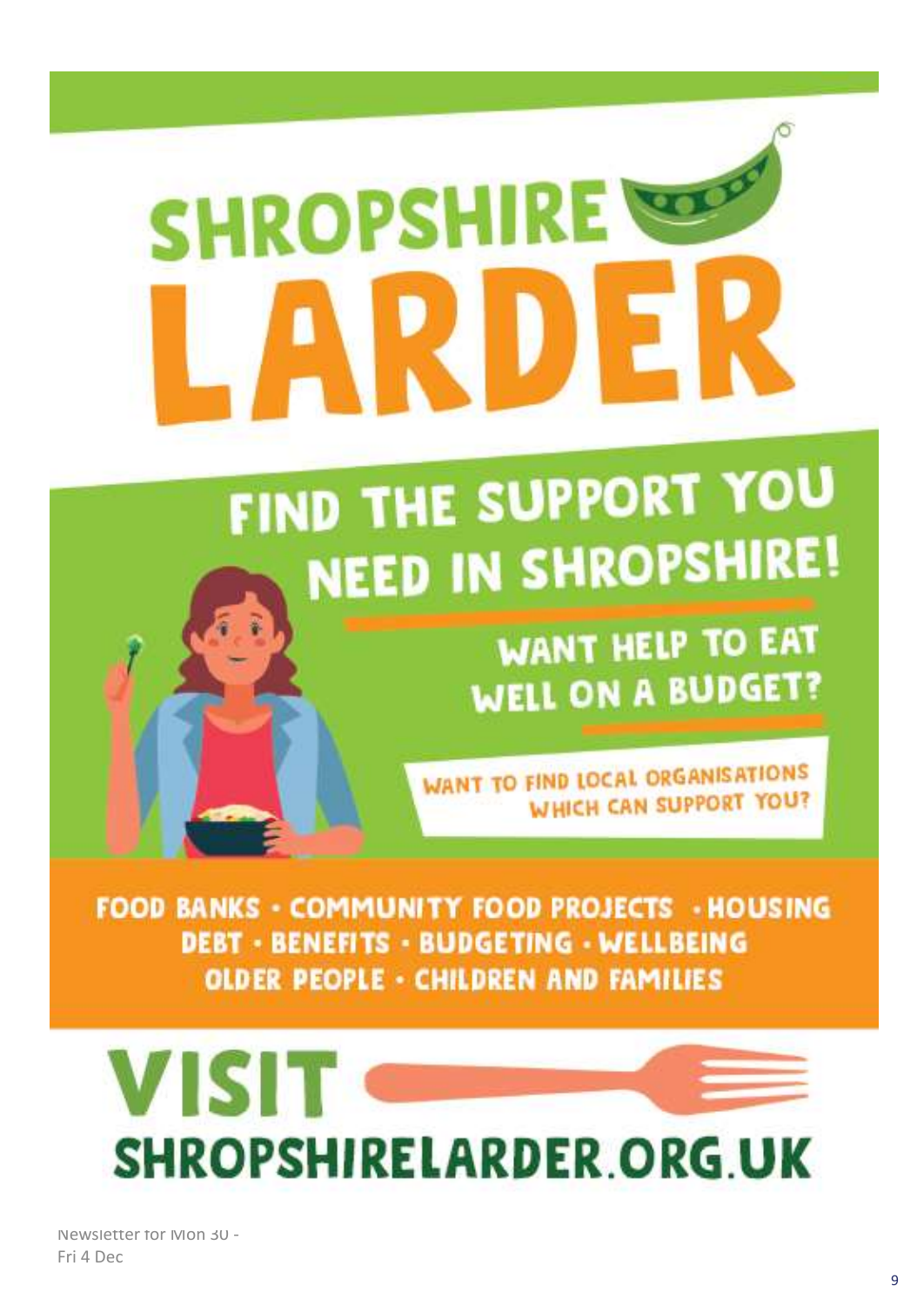# SHROPSHIRE LARDER

## FIND THE SUPPORT YOU NEED IN SHROPSHIRE!

**WANT HELP TO EAT WELL ON A BUDGET?**

**WANT TO FIND LOCAL ORGANISATIONS WHICH CAN SUPPORT YOU?**

**FOOD BANKS • COMMUNITY FOOD PROJECTS • HOUSING**
**DEBT • BENEFITS • BUDGETING • WELLBEING**
**OLDER PEOPLE • CHILDREN AND FAMILIES**

## VISIT
## SHROPSHIRELARDER.ORG.UK

Newsletter for Mon 30 - Fri 4 Dec